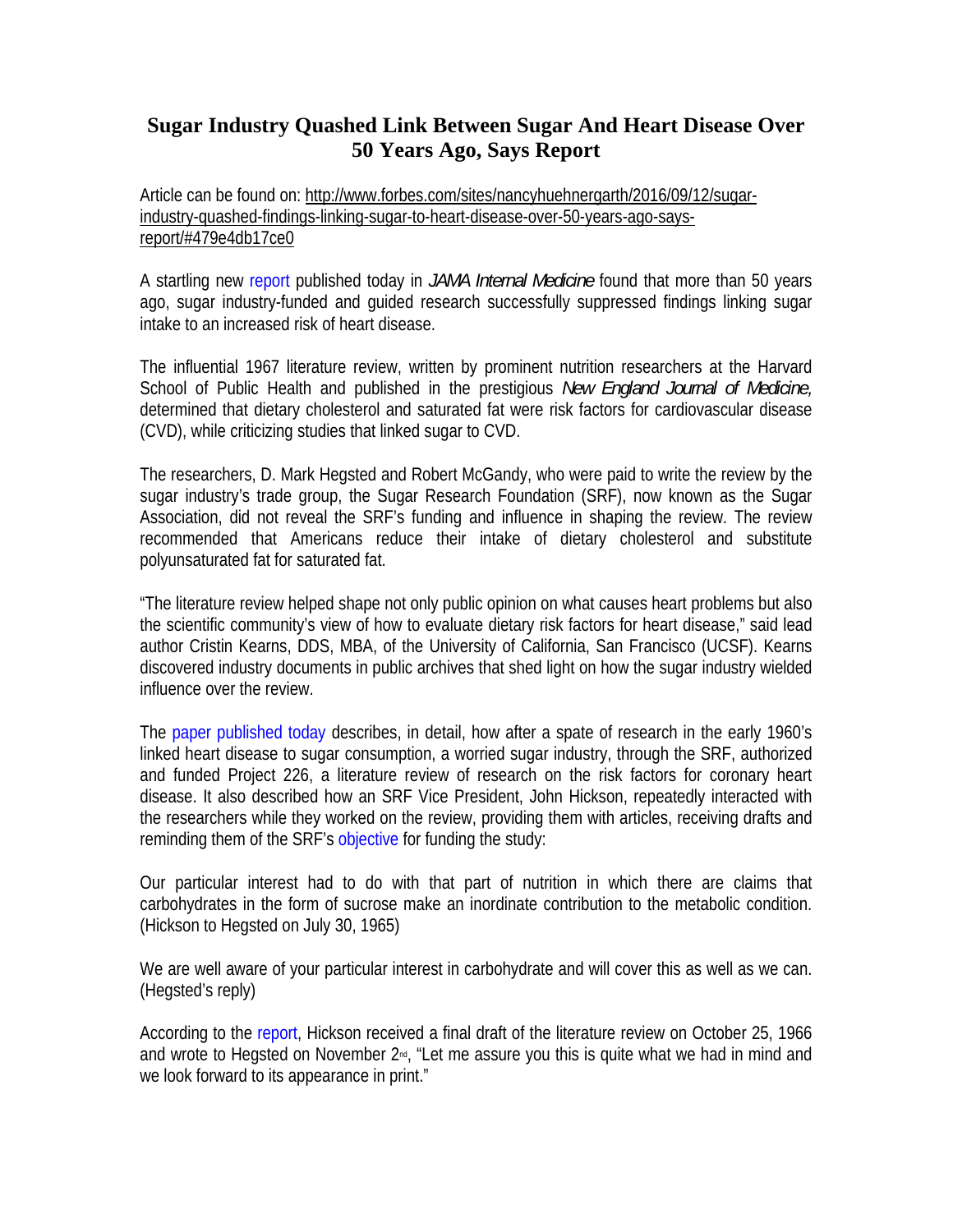# Sugar Industry Quashed Link Between Sugar And Heart Disease Over 50 Years Ago, Says Report

Article can be found on: http://www.forbes.com/sites/nancyhuehnergarth/2016/09/12/sugar-industry-quashed-findings-linking-sugar-to-heart-disease-over-50-years-ago-says-report/#479e4db17ce0

A startling new report published today in *JAMA Internal Medicine* found that more than 50 years ago, sugar industry-funded and guided research successfully suppressed findings linking sugar intake to an increased risk of heart disease.

The influential 1967 literature review, written by prominent nutrition researchers at the Harvard School of Public Health and published in the prestigious *New England Journal of Medicine,* determined that dietary cholesterol and saturated fat were risk factors for cardiovascular disease (CVD), while criticizing studies that linked sugar to CVD.

The researchers, D. Mark Hegsted and Robert McGandy, who were paid to write the review by the sugar industry's trade group, the Sugar Research Foundation (SRF), now known as the Sugar Association, did not reveal the SRF's funding and influence in shaping the review. The review recommended that Americans reduce their intake of dietary cholesterol and substitute polyunsaturated fat for saturated fat.

"The literature review helped shape not only public opinion on what causes heart problems but also the scientific community's view of how to evaluate dietary risk factors for heart disease," said lead author Cristin Kearns, DDS, MBA, of the University of California, San Francisco (UCSF). Kearns discovered industry documents in public archives that shed light on how the sugar industry wielded influence over the review.

The paper published today describes, in detail, how after a spate of research in the early 1960's linked heart disease to sugar consumption, a worried sugar industry, through the SRF, authorized and funded Project 226, a literature review of research on the risk factors for coronary heart disease. It also described how an SRF Vice President, John Hickson, repeatedly interacted with the researchers while they worked on the review, providing them with articles, receiving drafts and reminding them of the SRF's objective for funding the study:

Our particular interest had to do with that part of nutrition in which there are claims that carbohydrates in the form of sucrose make an inordinate contribution to the metabolic condition. (Hickson to Hegsted on July 30, 1965)

We are well aware of your particular interest in carbohydrate and will cover this as well as we can. (Hegsted's reply)

According to the report, Hickson received a final draft of the literature review on October 25, 1966 and wrote to Hegsted on November 2nd, "Let me assure you this is quite what we had in mind and we look forward to its appearance in print."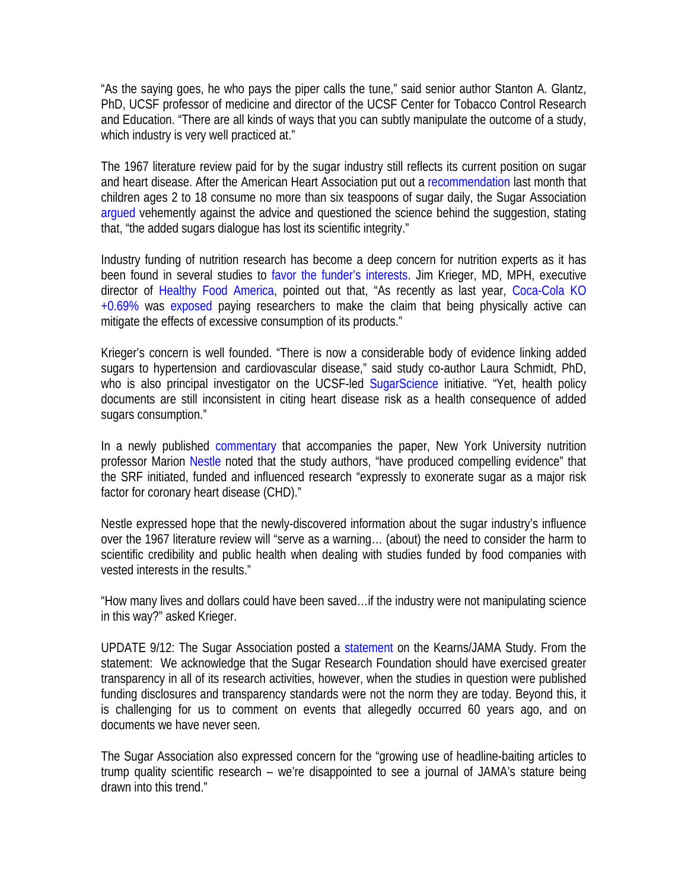"As the saying goes, he who pays the piper calls the tune," said senior author Stanton A. Glantz, PhD, UCSF professor of medicine and director of the UCSF Center for Tobacco Control Research and Education. "There are all kinds of ways that you can subtly manipulate the outcome of a study, which industry is very well practiced at."

The 1967 literature review paid for by the sugar industry still reflects its current position on sugar and heart disease. After the American Heart Association put out a recommendation last month that children ages 2 to 18 consume no more than six teaspoons of sugar daily, the Sugar Association argued vehemently against the advice and questioned the science behind the suggestion, stating that, "the added sugars dialogue has lost its scientific integrity."

Industry funding of nutrition research has become a deep concern for nutrition experts as it has been found in several studies to favor the funder's interests. Jim Krieger, MD, MPH, executive director of Healthy Food America, pointed out that, "As recently as last year, Coca-Cola KO +0.69% was exposed paying researchers to make the claim that being physically active can mitigate the effects of excessive consumption of its products."

Krieger's concern is well founded. "There is now a considerable body of evidence linking added sugars to hypertension and cardiovascular disease," said study co-author Laura Schmidt, PhD, who is also principal investigator on the UCSF-led SugarScience initiative. "Yet, health policy documents are still inconsistent in citing heart disease risk as a health consequence of added sugars consumption."

In a newly published commentary that accompanies the paper, New York University nutrition professor Marion Nestle noted that the study authors, "have produced compelling evidence" that the SRF initiated, funded and influenced research "expressly to exonerate sugar as a major risk factor for coronary heart disease (CHD)."

Nestle expressed hope that the newly-discovered information about the sugar industry's influence over the 1967 literature review will "serve as a warning… (about) the need to consider the harm to scientific credibility and public health when dealing with studies funded by food companies with vested interests in the results."

"How many lives and dollars could have been saved…if the industry were not manipulating science in this way?" asked Krieger.

UPDATE 9/12: The Sugar Association posted a statement on the Kearns/JAMA Study. From the statement: We acknowledge that the Sugar Research Foundation should have exercised greater transparency in all of its research activities, however, when the studies in question were published funding disclosures and transparency standards were not the norm they are today. Beyond this, it is challenging for us to comment on events that allegedly occurred 60 years ago, and on documents we have never seen.

The Sugar Association also expressed concern for the "growing use of headline-baiting articles to trump quality scientific research – we're disappointed to see a journal of JAMA's stature being drawn into this trend."